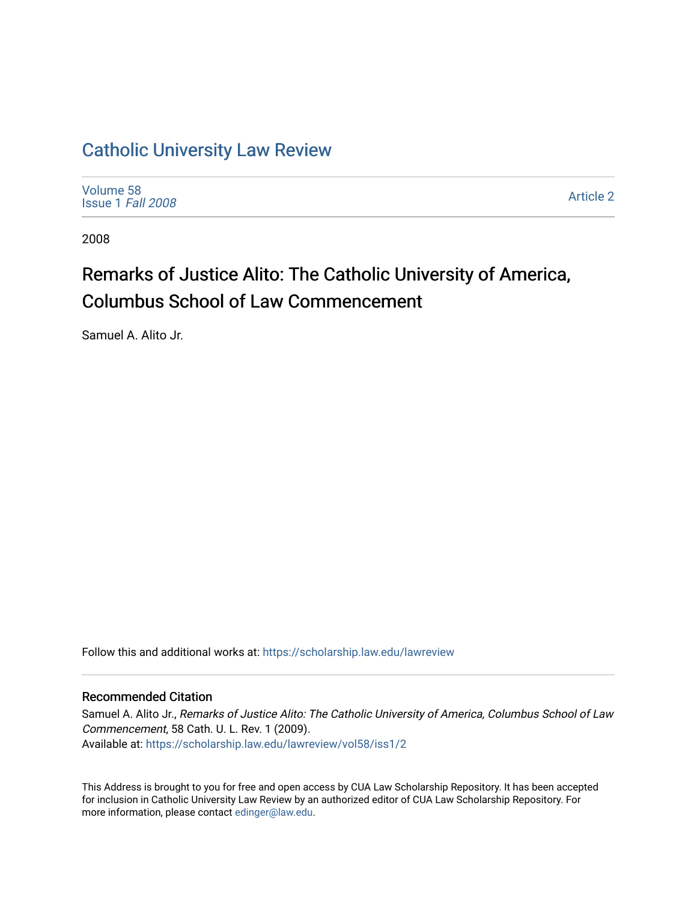# Catholic University Law Review

Volume 58
Issue 1 *Fall 2008*

Article 2

2008

## Remarks of Justice Alito: The Catholic University of America, Columbus School of Law Commencement

Samuel A. Alito Jr.

Follow this and additional works at: https://scholarship.law.edu/lawreview

### Recommended Citation

Samuel A. Alito Jr., *Remarks of Justice Alito: The Catholic University of America, Columbus School of Law Commencement*, 58 Cath. U. L. Rev. 1 (2009).
Available at: https://scholarship.law.edu/lawreview/vol58/iss1/2

This Address is brought to you for free and open access by CUA Law Scholarship Repository. It has been accepted for inclusion in Catholic University Law Review by an authorized editor of CUA Law Scholarship Repository. For more information, please contact edinger@law.edu.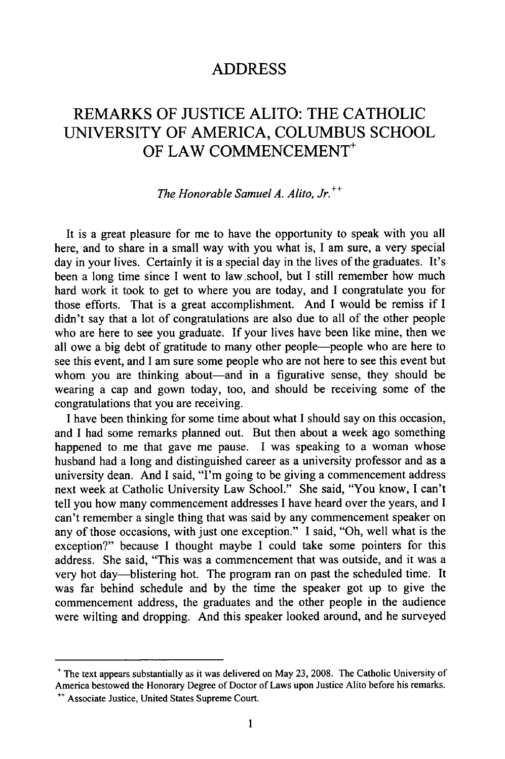# ADDRESS

# REMARKS OF JUSTICE ALITO: THE CATHOLIC UNIVERSITY OF AMERICA, COLUMBUS SCHOOL OF LAW COMMENCEMENT[+]

*The Honorable Samuel A. Alito, Jr.*[++]

It is a great pleasure for me to have the opportunity to speak with you all here, and to share in a small way with you what is, I am sure, a very special day in your lives. Certainly it is a special day in the lives of the graduates. It's been a long time since I went to law school, but I still remember how much hard work it took to get to where you are today, and I congratulate you for those efforts. That is a great accomplishment. And I would be remiss if I didn't say that a lot of congratulations are also due to all of the other people who are here to see you graduate. If your lives have been like mine, then we all owe a big debt of gratitude to many other people—people who are here to see this event, and I am sure some people who are not here to see this event but whom you are thinking about—and in a figurative sense, they should be wearing a cap and gown today, too, and should be receiving some of the congratulations that you are receiving.

I have been thinking for some time about what I should say on this occasion, and I had some remarks planned out. But then about a week ago something happened to me that gave me pause. I was speaking to a woman whose husband had a long and distinguished career as a university professor and as a university dean. And I said, "I'm going to be giving a commencement address next week at Catholic University Law School." She said, "You know, I can't tell you how many commencement addresses I have heard over the years, and I can't remember a single thing that was said by any commencement speaker on any of those occasions, with just one exception." I said, "Oh, well what is the exception?" because I thought maybe I could take some pointers for this address. She said, "This was a commencement that was outside, and it was a very hot day—blistering hot. The program ran on past the scheduled time. It was far behind schedule and by the time the speaker got up to give the commencement address, the graduates and the other people in the audience were wilting and dropping. And this speaker looked around, and he surveyed

---

[+] The text appears substantially as it was delivered on May 23, 2008. The Catholic University of America bestowed the Honorary Degree of Doctor of Laws upon Justice Alito before his remarks.

[++] Associate Justice, United States Supreme Court.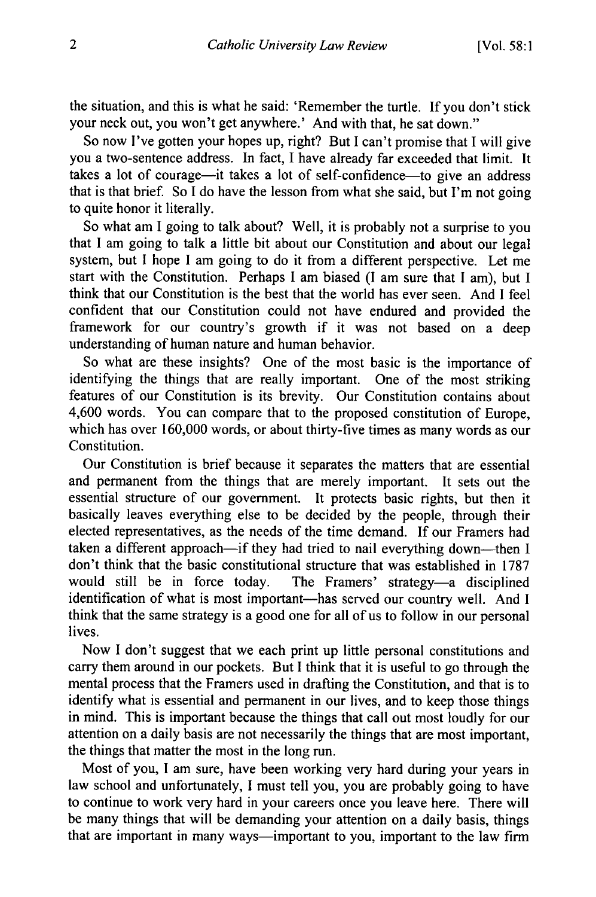the situation, and this is what he said: 'Remember the turtle. If you don't stick your neck out, you won't get anywhere.' And with that, he sat down."

So now I've gotten your hopes up, right? But I can't promise that I will give you a two-sentence address. In fact, I have already far exceeded that limit. It takes a lot of courage—it takes a lot of self-confidence—to give an address that is that brief. So I do have the lesson from what she said, but I'm not going to quite honor it literally.

So what am I going to talk about? Well, it is probably not a surprise to you that I am going to talk a little bit about our Constitution and about our legal system, but I hope I am going to do it from a different perspective. Let me start with the Constitution. Perhaps I am biased (I am sure that I am), but I think that our Constitution is the best that the world has ever seen. And I feel confident that our Constitution could not have endured and provided the framework for our country's growth if it was not based on a deep understanding of human nature and human behavior.

So what are these insights? One of the most basic is the importance of identifying the things that are really important. One of the most striking features of our Constitution is its brevity. Our Constitution contains about 4,600 words. You can compare that to the proposed constitution of Europe, which has over 160,000 words, or about thirty-five times as many words as our Constitution.

Our Constitution is brief because it separates the matters that are essential and permanent from the things that are merely important. It sets out the essential structure of our government. It protects basic rights, but then it basically leaves everything else to be decided by the people, through their elected representatives, as the needs of the time demand. If our Framers had taken a different approach—if they had tried to nail everything down—then I don't think that the basic constitutional structure that was established in 1787 would still be in force today. The Framers' strategy—a disciplined identification of what is most important—has served our country well. And I think that the same strategy is a good one for all of us to follow in our personal lives.

Now I don't suggest that we each print up little personal constitutions and carry them around in our pockets. But I think that it is useful to go through the mental process that the Framers used in drafting the Constitution, and that is to identify what is essential and permanent in our lives, and to keep those things in mind. This is important because the things that call out most loudly for our attention on a daily basis are not necessarily the things that are most important, the things that matter the most in the long run.

Most of you, I am sure, have been working very hard during your years in law school and unfortunately, I must tell you, you are probably going to have to continue to work very hard in your careers once you leave here. There will be many things that will be demanding your attention on a daily basis, things that are important in many ways—important to you, important to the law firm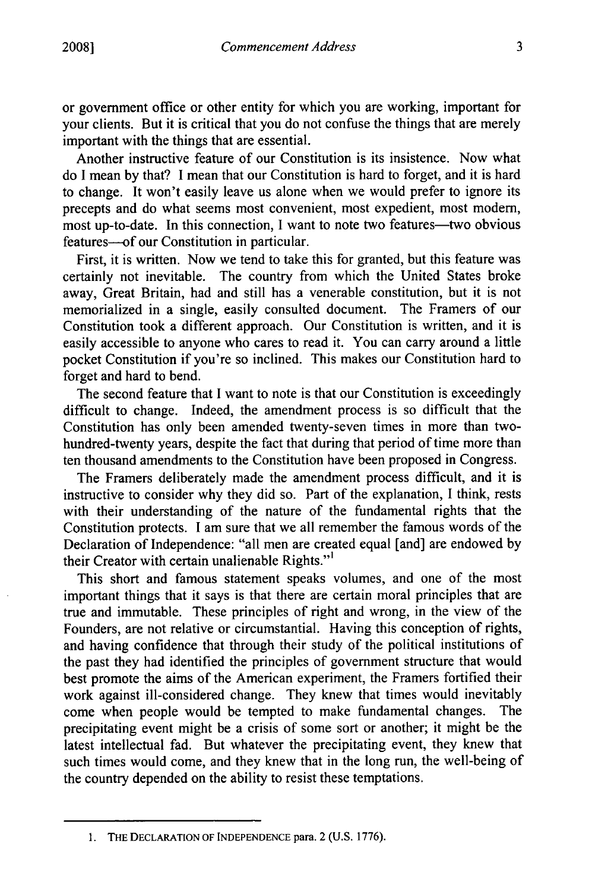or government office or other entity for which you are working, important for your clients. But it is critical that you do not confuse the things that are merely important with the things that are essential.

Another instructive feature of our Constitution is its insistence. Now what do I mean by that? I mean that our Constitution is hard to forget, and it is hard to change. It won't easily leave us alone when we would prefer to ignore its precepts and do what seems most convenient, most expedient, most modern, most up-to-date. In this connection, I want to note two features—two obvious features—of our Constitution in particular.

First, it is written. Now we tend to take this for granted, but this feature was certainly not inevitable. The country from which the United States broke away, Great Britain, had and still has a venerable constitution, but it is not memorialized in a single, easily consulted document. The Framers of our Constitution took a different approach. Our Constitution is written, and it is easily accessible to anyone who cares to read it. You can carry around a little pocket Constitution if you're so inclined. This makes our Constitution hard to forget and hard to bend.

The second feature that I want to note is that our Constitution is exceedingly difficult to change. Indeed, the amendment process is so difficult that the Constitution has only been amended twenty-seven times in more than two-hundred-twenty years, despite the fact that during that period of time more than ten thousand amendments to the Constitution have been proposed in Congress.

The Framers deliberately made the amendment process difficult, and it is instructive to consider why they did so. Part of the explanation, I think, rests with their understanding of the nature of the fundamental rights that the Constitution protects. I am sure that we all remember the famous words of the Declaration of Independence: "all men are created equal [and] are endowed by their Creator with certain unalienable Rights."[1]

This short and famous statement speaks volumes, and one of the most important things that it says is that there are certain moral principles that are true and immutable. These principles of right and wrong, in the view of the Founders, are not relative or circumstantial. Having this conception of rights, and having confidence that through their study of the political institutions of the past they had identified the principles of government structure that would best promote the aims of the American experiment, the Framers fortified their work against ill-considered change. They knew that times would inevitably come when people would be tempted to make fundamental changes. The precipitating event might be a crisis of some sort or another; it might be the latest intellectual fad. But whatever the precipitating event, they knew that such times would come, and they knew that in the long run, the well-being of the country depended on the ability to resist these temptations.

---

1. THE DECLARATION OF INDEPENDENCE para. 2 (U.S. 1776).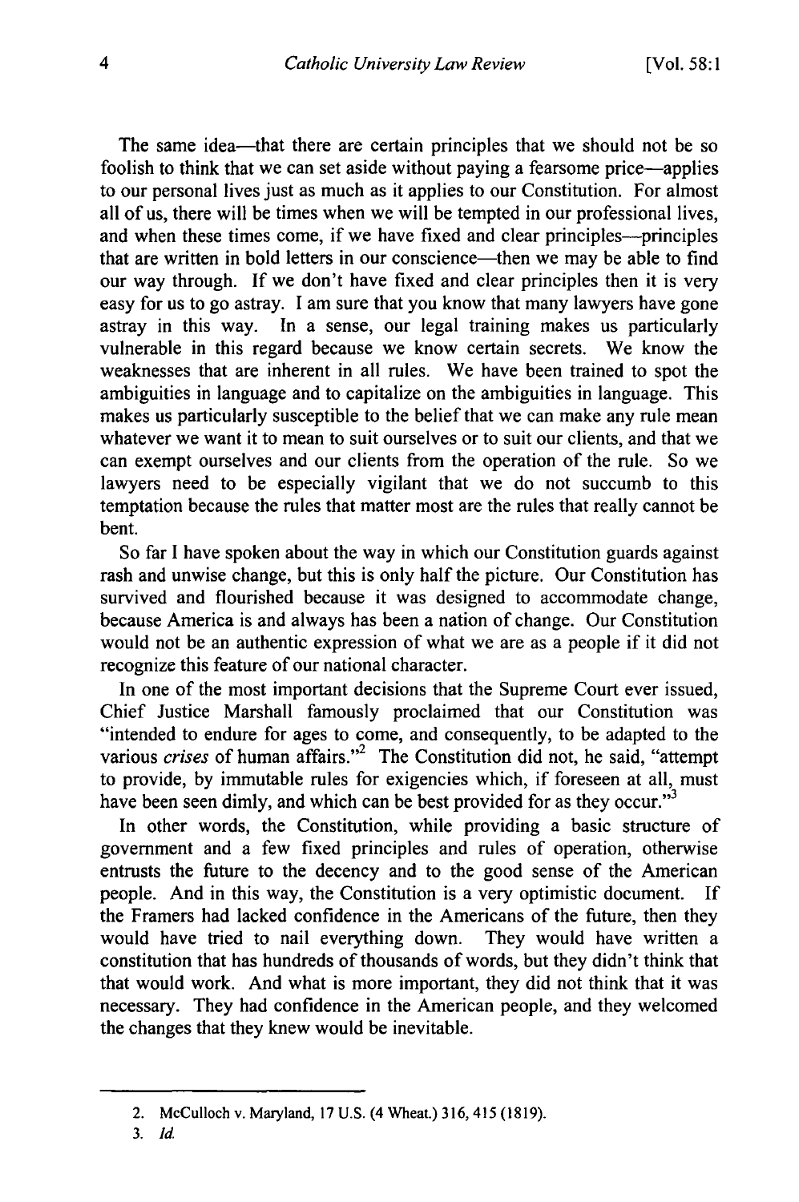The same idea—that there are certain principles that we should not be so foolish to think that we can set aside without paying a fearsome price—applies to our personal lives just as much as it applies to our Constitution. For almost all of us, there will be times when we will be tempted in our professional lives, and when these times come, if we have fixed and clear principles—principles that are written in bold letters in our conscience—then we may be able to find our way through. If we don't have fixed and clear principles then it is very easy for us to go astray. I am sure that you know that many lawyers have gone astray in this way. In a sense, our legal training makes us particularly vulnerable in this regard because we know certain secrets. We know the weaknesses that are inherent in all rules. We have been trained to spot the ambiguities in language and to capitalize on the ambiguities in language. This makes us particularly susceptible to the belief that we can make any rule mean whatever we want it to mean to suit ourselves or to suit our clients, and that we can exempt ourselves and our clients from the operation of the rule. So we lawyers need to be especially vigilant that we do not succumb to this temptation because the rules that matter most are the rules that really cannot be bent.

So far I have spoken about the way in which our Constitution guards against rash and unwise change, but this is only half the picture. Our Constitution has survived and flourished because it was designed to accommodate change, because America is and always has been a nation of change. Our Constitution would not be an authentic expression of what we are as a people if it did not recognize this feature of our national character.

In one of the most important decisions that the Supreme Court ever issued, Chief Justice Marshall famously proclaimed that our Constitution was "intended to endure for ages to come, and consequently, to be adapted to the various *crises* of human affairs."[2] The Constitution did not, he said, "attempt to provide, by immutable rules for exigencies which, if foreseen at all, must have been seen dimly, and which can be best provided for as they occur."[3]

In other words, the Constitution, while providing a basic structure of government and a few fixed principles and rules of operation, otherwise entrusts the future to the decency and to the good sense of the American people. And in this way, the Constitution is a very optimistic document. If the Framers had lacked confidence in the Americans of the future, then they would have tried to nail everything down. They would have written a constitution that has hundreds of thousands of words, but they didn't think that that would work. And what is more important, they did not think that it was necessary. They had confidence in the American people, and they welcomed the changes that they knew would be inevitable.

---

2. McCulloch v. Maryland, 17 U.S. (4 Wheat.) 316, 415 (1819).

3. *Id.*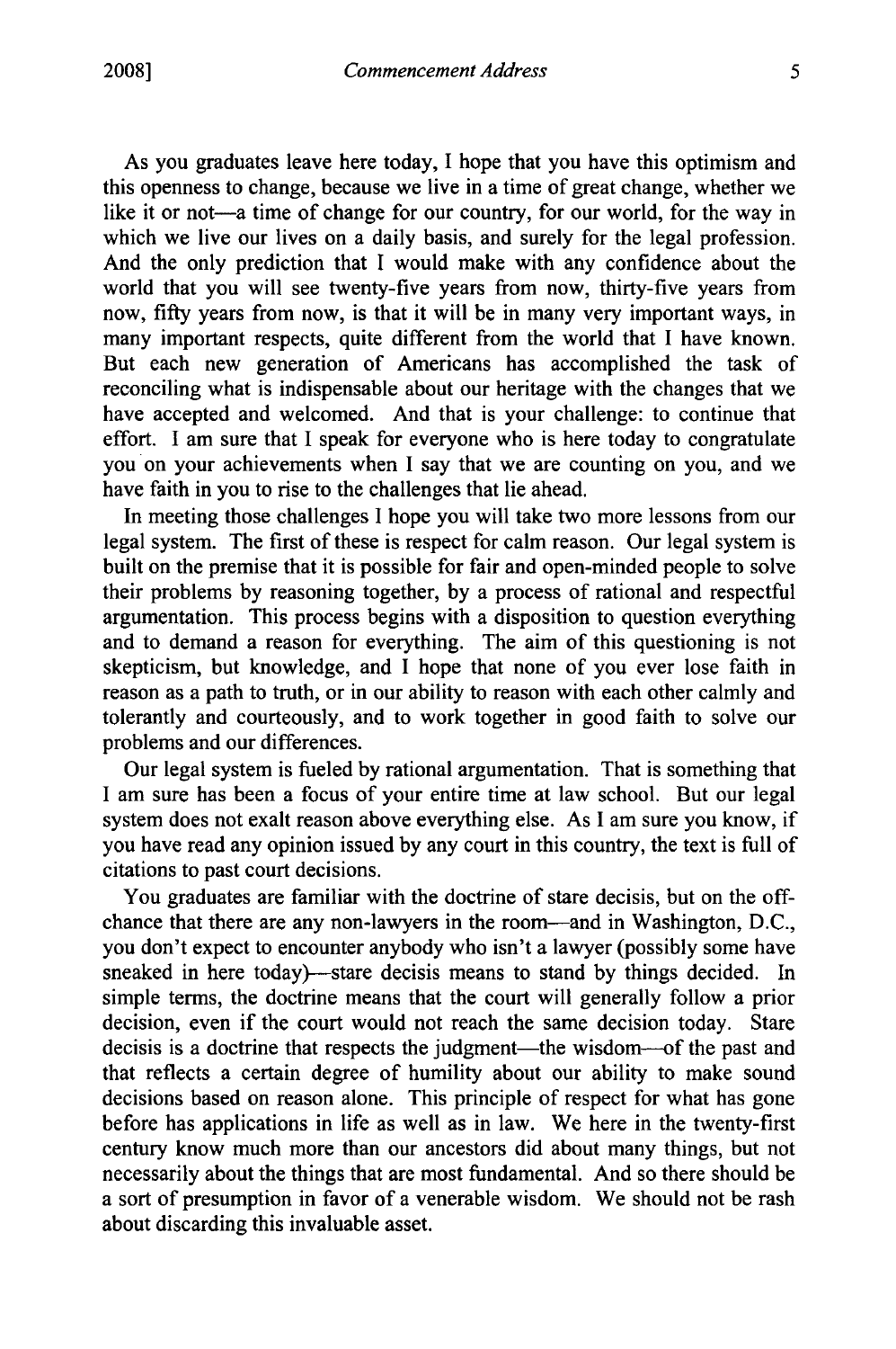As you graduates leave here today, I hope that you have this optimism and this openness to change, because we live in a time of great change, whether we like it or not—a time of change for our country, for our world, for the way in which we live our lives on a daily basis, and surely for the legal profession. And the only prediction that I would make with any confidence about the world that you will see twenty-five years from now, thirty-five years from now, fifty years from now, is that it will be in many very important ways, in many important respects, quite different from the world that I have known. But each new generation of Americans has accomplished the task of reconciling what is indispensable about our heritage with the changes that we have accepted and welcomed. And that is your challenge: to continue that effort. I am sure that I speak for everyone who is here today to congratulate you on your achievements when I say that we are counting on you, and we have faith in you to rise to the challenges that lie ahead.

In meeting those challenges I hope you will take two more lessons from our legal system. The first of these is respect for calm reason. Our legal system is built on the premise that it is possible for fair and open-minded people to solve their problems by reasoning together, by a process of rational and respectful argumentation. This process begins with a disposition to question everything and to demand a reason for everything. The aim of this questioning is not skepticism, but knowledge, and I hope that none of you ever lose faith in reason as a path to truth, or in our ability to reason with each other calmly and tolerantly and courteously, and to work together in good faith to solve our problems and our differences.

Our legal system is fueled by rational argumentation. That is something that I am sure has been a focus of your entire time at law school. But our legal system does not exalt reason above everything else. As I am sure you know, if you have read any opinion issued by any court in this country, the text is full of citations to past court decisions.

You graduates are familiar with the doctrine of stare decisis, but on the off-chance that there are any non-lawyers in the room—and in Washington, D.C., you don't expect to encounter anybody who isn't a lawyer (possibly some have sneaked in here today)—stare decisis means to stand by things decided. In simple terms, the doctrine means that the court will generally follow a prior decision, even if the court would not reach the same decision today. Stare decisis is a doctrine that respects the judgment—the wisdom—of the past and that reflects a certain degree of humility about our ability to make sound decisions based on reason alone. This principle of respect for what has gone before has applications in life as well as in law. We here in the twenty-first century know much more than our ancestors did about many things, but not necessarily about the things that are most fundamental. And so there should be a sort of presumption in favor of a venerable wisdom. We should not be rash about discarding this invaluable asset.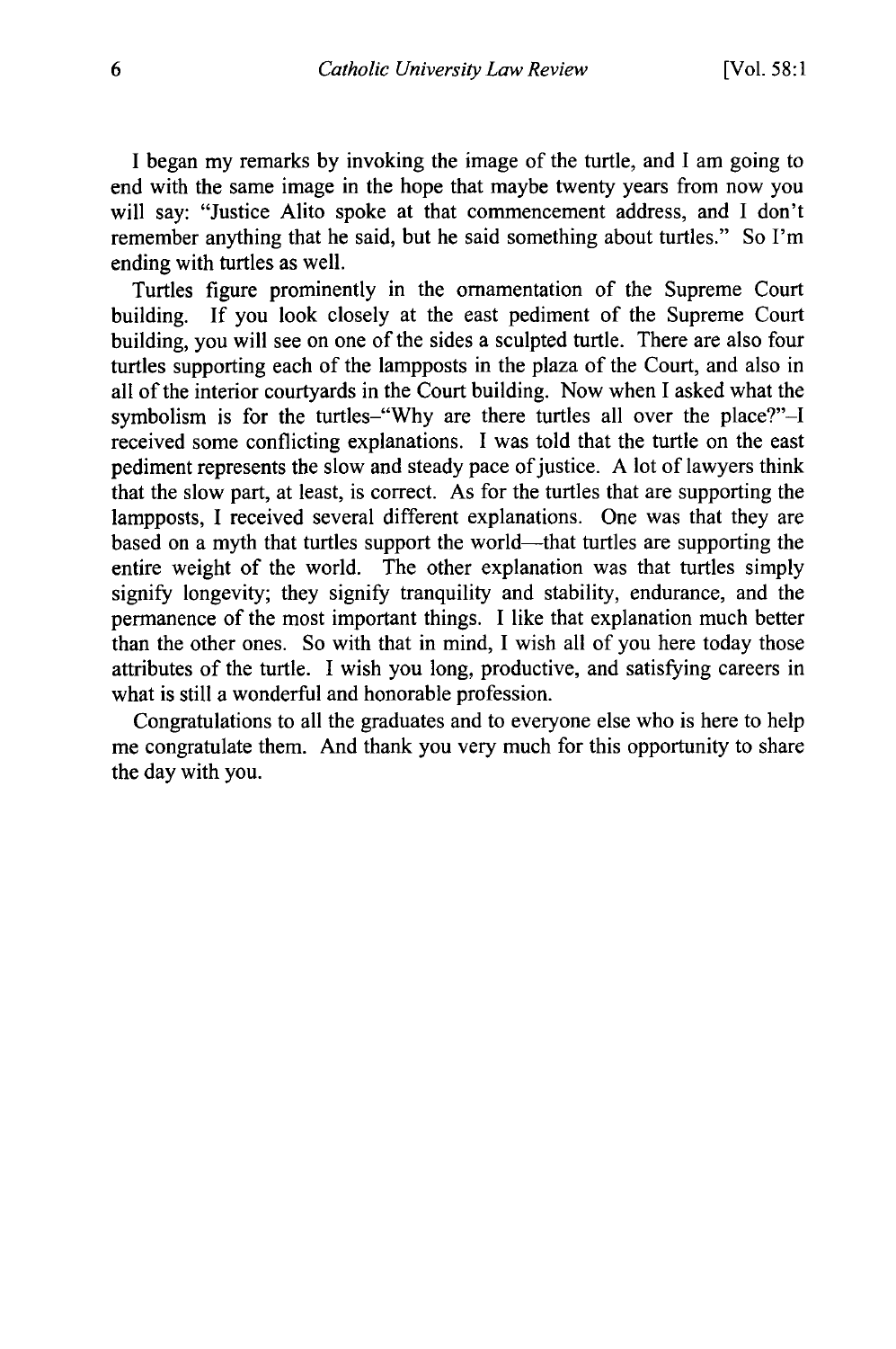I began my remarks by invoking the image of the turtle, and I am going to end with the same image in the hope that maybe twenty years from now you will say: "Justice Alito spoke at that commencement address, and I don't remember anything that he said, but he said something about turtles." So I'm ending with turtles as well.

Turtles figure prominently in the ornamentation of the Supreme Court building. If you look closely at the east pediment of the Supreme Court building, you will see on one of the sides a sculpted turtle. There are also four turtles supporting each of the lampposts in the plaza of the Court, and also in all of the interior courtyards in the Court building. Now when I asked what the symbolism is for the turtles–"Why are there turtles all over the place?"–I received some conflicting explanations. I was told that the turtle on the east pediment represents the slow and steady pace of justice. A lot of lawyers think that the slow part, at least, is correct. As for the turtles that are supporting the lampposts, I received several different explanations. One was that they are based on a myth that turtles support the world—that turtles are supporting the entire weight of the world. The other explanation was that turtles simply signify longevity; they signify tranquility and stability, endurance, and the permanence of the most important things. I like that explanation much better than the other ones. So with that in mind, I wish all of you here today those attributes of the turtle. I wish you long, productive, and satisfying careers in what is still a wonderful and honorable profession.

Congratulations to all the graduates and to everyone else who is here to help me congratulate them. And thank you very much for this opportunity to share the day with you.